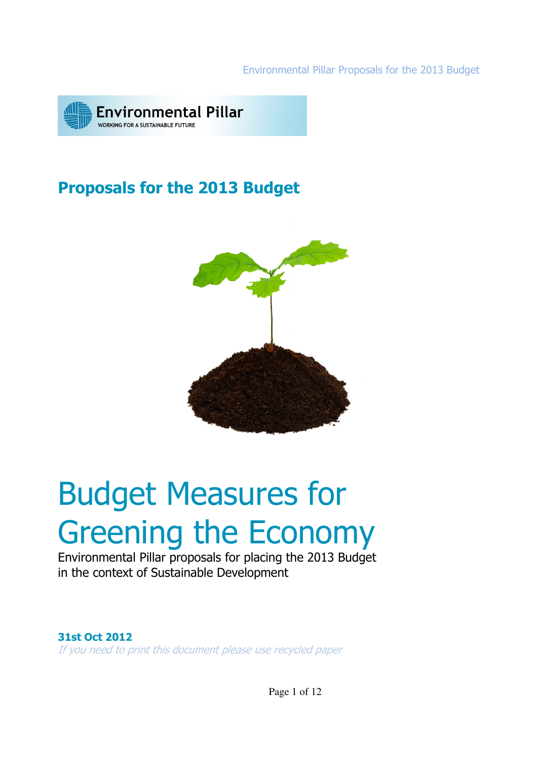Environmental Pillar

WORKING FOR A SUSTAINABLE FUTURE

## Proposals for the 2013 Budget

# Budget Measures for Greening the Economy

Environmental Pillar proposals for placing the 2013 Budget in the context of Sustainable Development

**31st Oct 2012**

*If you need to print this document please use recycled paper*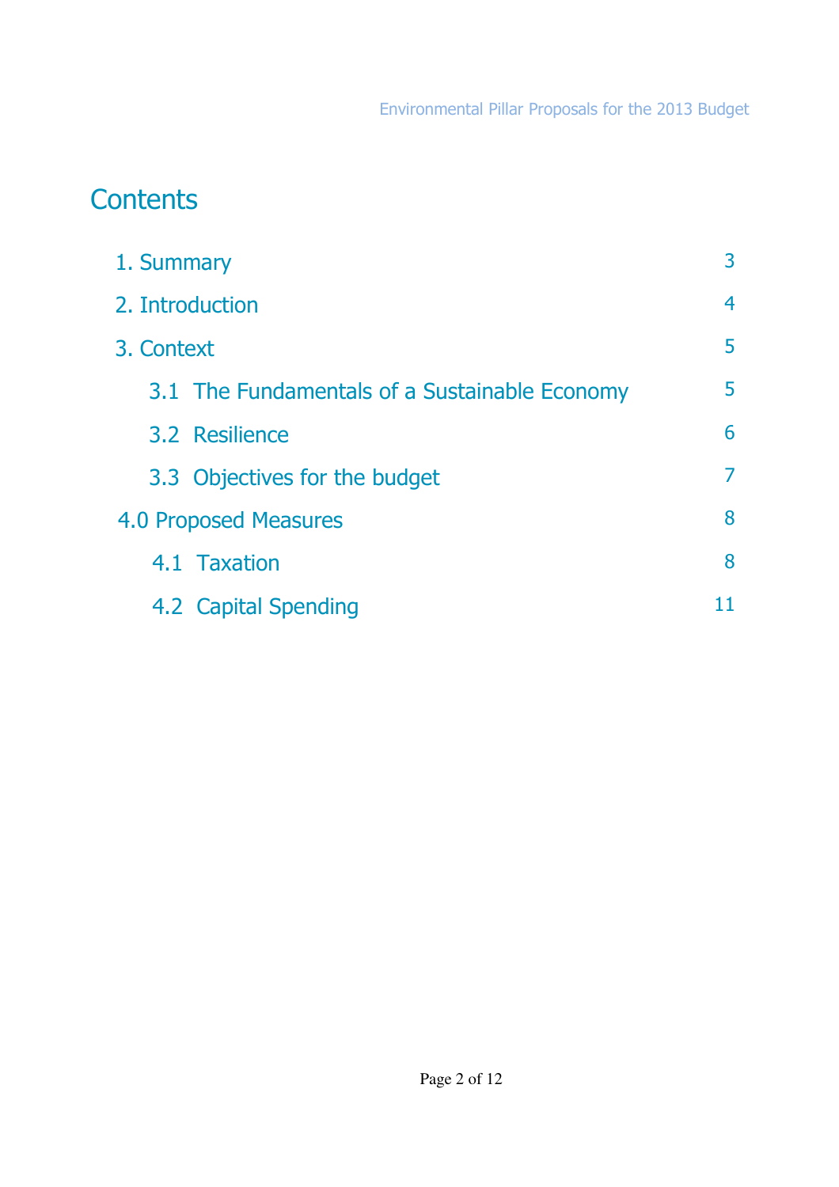# Contents

| | |
|---|---|
| 1. Summary | 3 |
| 2. Introduction | 4 |
| 3. Context | 5 |
| 3.1 The Fundamentals of a Sustainable Economy | 5 |
| 3.2 Resilience | 6 |
| 3.3 Objectives for the budget | 7 |
| 4.0 Proposed Measures | 8 |
| 4.1 Taxation | 8 |
| 4.2 Capital Spending | 11 |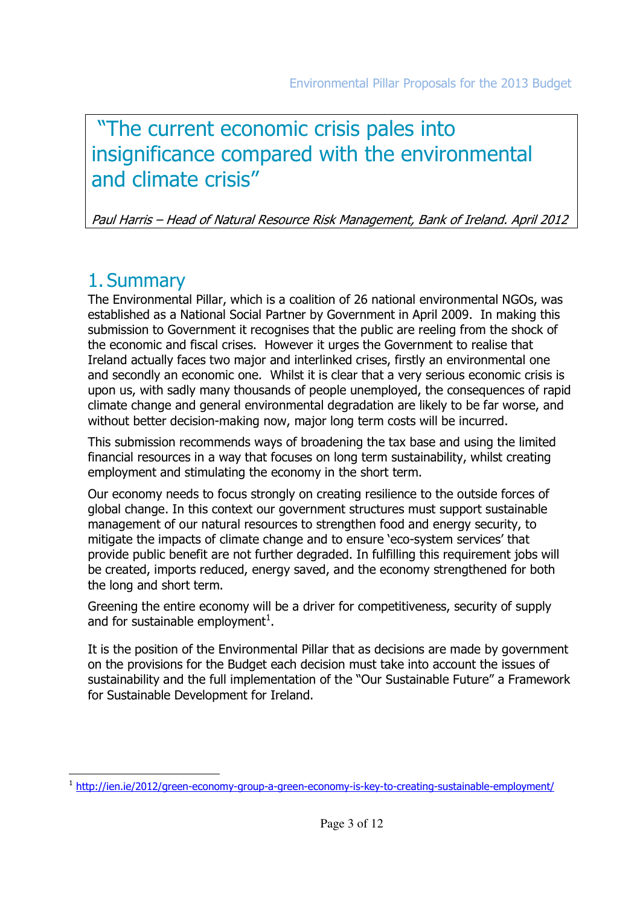> "The current economic crisis pales into insignificance compared with the environmental and climate crisis"
>
> *Paul Harris – Head of Natural Resource Risk Management, Bank of Ireland. April 2012*

## 1. Summary

The Environmental Pillar, which is a coalition of 26 national environmental NGOs, was established as a National Social Partner by Government in April 2009. In making this submission to Government it recognises that the public are reeling from the shock of the economic and fiscal crises. However it urges the Government to realise that Ireland actually faces two major and interlinked crises, firstly an environmental one and secondly an economic one. Whilst it is clear that a very serious economic crisis is upon us, with sadly many thousands of people unemployed, the consequences of rapid climate change and general environmental degradation are likely to be far worse, and without better decision-making now, major long term costs will be incurred.

This submission recommends ways of broadening the tax base and using the limited financial resources in a way that focuses on long term sustainability, whilst creating employment and stimulating the economy in the short term.

Our economy needs to focus strongly on creating resilience to the outside forces of global change. In this context our government structures must support sustainable management of our natural resources to strengthen food and energy security, to mitigate the impacts of climate change and to ensure 'eco-system services' that provide public benefit are not further degraded. In fulfilling this requirement jobs will be created, imports reduced, energy saved, and the economy strengthened for both the long and short term.

Greening the entire economy will be a driver for competitiveness, security of supply and for sustainable employment[1].

It is the position of the Environmental Pillar that as decisions are made by government on the provisions for the Budget each decision must take into account the issues of sustainability and the full implementation of the "Our Sustainable Future" a Framework for Sustainable Development for Ireland.

---

[1] http://ien.ie/2012/green-economy-group-a-green-economy-is-key-to-creating-sustainable-employment/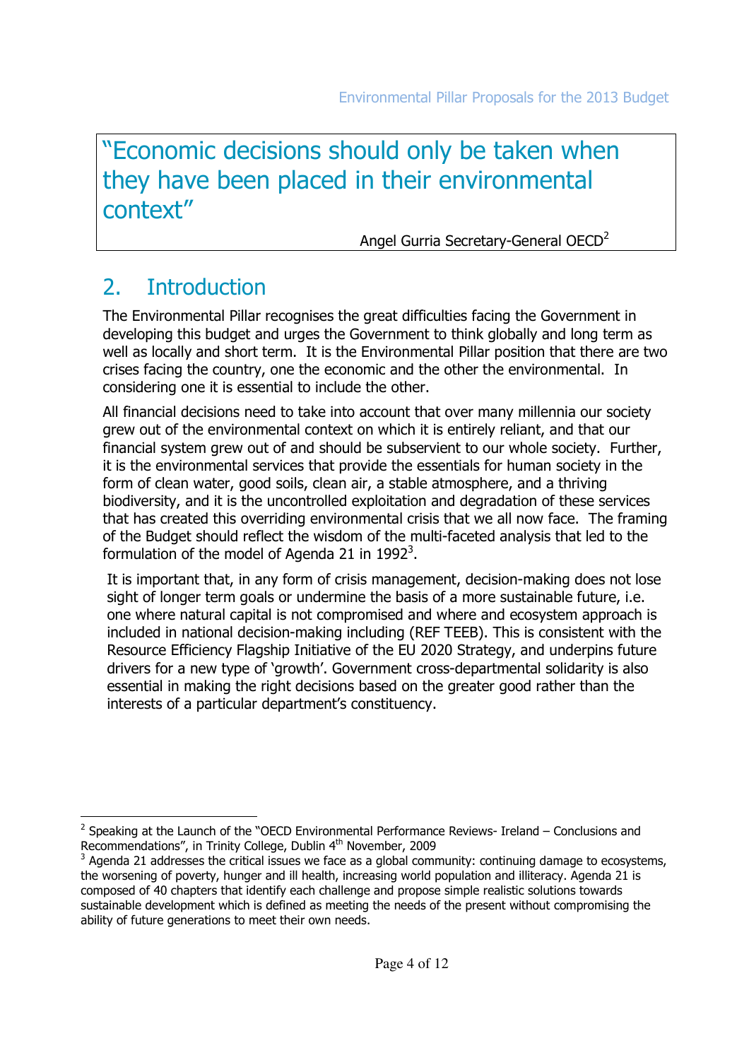"Economic decisions should only be taken when they have been placed in their environmental context"

Angel Gurria Secretary-General OECD[2]

## 2. Introduction

The Environmental Pillar recognises the great difficulties facing the Government in developing this budget and urges the Government to think globally and long term as well as locally and short term. It is the Environmental Pillar position that there are two crises facing the country, one the economic and the other the environmental. In considering one it is essential to include the other.

All financial decisions need to take into account that over many millennia our society grew out of the environmental context on which it is entirely reliant, and that our financial system grew out of and should be subservient to our whole society. Further, it is the environmental services that provide the essentials for human society in the form of clean water, good soils, clean air, a stable atmosphere, and a thriving biodiversity, and it is the uncontrolled exploitation and degradation of these services that has created this overriding environmental crisis that we all now face. The framing of the Budget should reflect the wisdom of the multi-faceted analysis that led to the formulation of the model of Agenda 21 in 1992[3].

It is important that, in any form of crisis management, decision-making does not lose sight of longer term goals or undermine the basis of a more sustainable future, i.e. one where natural capital is not compromised and where and ecosystem approach is included in national decision-making including (REF TEEB). This is consistent with the Resource Efficiency Flagship Initiative of the EU 2020 Strategy, and underpins future drivers for a new type of 'growth'. Government cross-departmental solidarity is also essential in making the right decisions based on the greater good rather than the interests of a particular department's constituency.

---

[2] Speaking at the Launch of the "OECD Environmental Performance Reviews- Ireland – Conclusions and Recommendations", in Trinity College, Dublin 4th November, 2009

[3] Agenda 21 addresses the critical issues we face as a global community: continuing damage to ecosystems, the worsening of poverty, hunger and ill health, increasing world population and illiteracy. Agenda 21 is composed of 40 chapters that identify each challenge and propose simple realistic solutions towards sustainable development which is defined as meeting the needs of the present without compromising the ability of future generations to meet their own needs.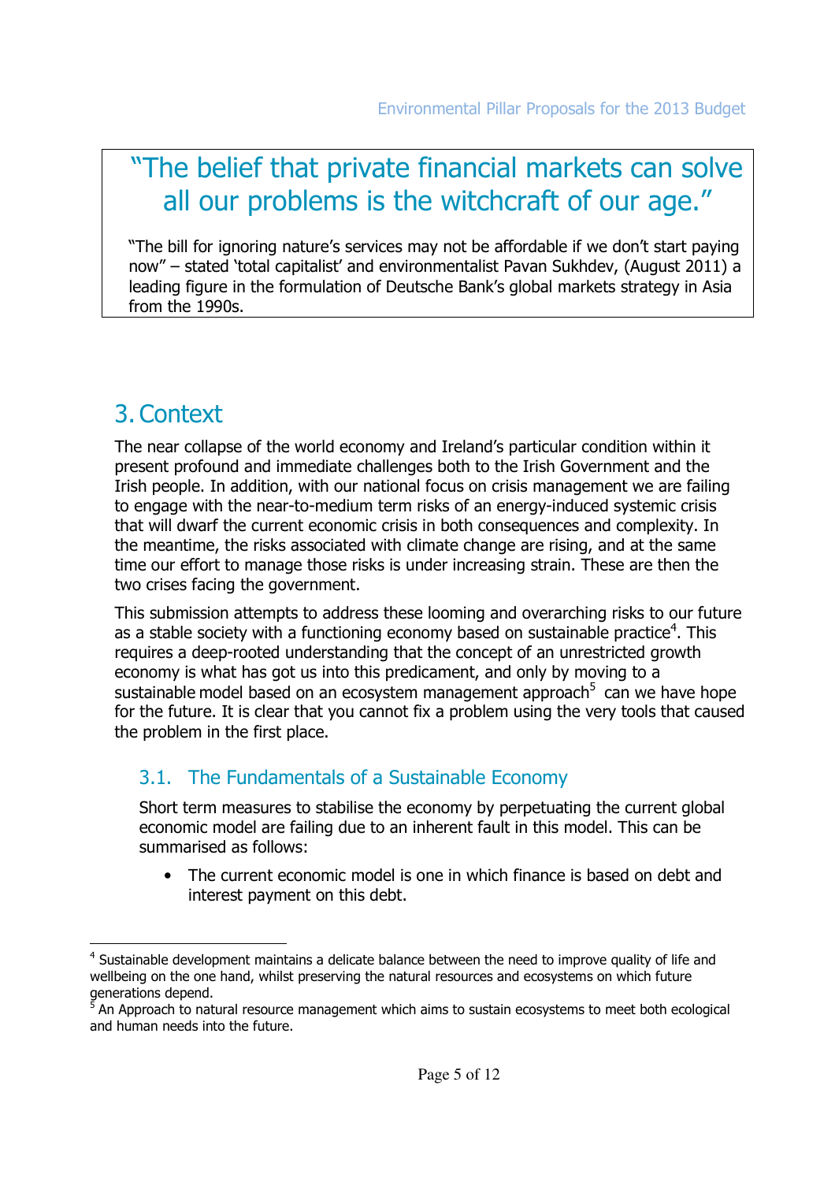> **"The belief that private financial markets can solve all our problems is the witchcraft of our age."**
>
> "The bill for ignoring nature's services may not be affordable if we don't start paying now" – stated 'total capitalist' and environmentalist Pavan Sukhdev, (August 2011) a leading figure in the formulation of Deutsche Bank's global markets strategy in Asia from the 1990s.

# 3. Context

The near collapse of the world economy and Ireland's particular condition within it present profound and immediate challenges both to the Irish Government and the Irish people. In addition, with our national focus on crisis management we are failing to engage with the near-to-medium term risks of an energy-induced systemic crisis that will dwarf the current economic crisis in both consequences and complexity. In the meantime, the risks associated with climate change are rising, and at the same time our effort to manage those risks is under increasing strain. These are then the two crises facing the government.

This submission attempts to address these looming and overarching risks to our future as a stable society with a functioning economy based on sustainable practice[4]. This requires a deep-rooted understanding that the concept of an unrestricted growth economy is what has got us into this predicament, and only by moving to a sustainable model based on an ecosystem management approach[5] can we have hope for the future. It is clear that you cannot fix a problem using the very tools that caused the problem in the first place.

## 3.1. The Fundamentals of a Sustainable Economy

Short term measures to stabilise the economy by perpetuating the current global economic model are failing due to an inherent fault in this model. This can be summarised as follows:

- The current economic model is one in which finance is based on debt and interest payment on this debt.

---

[4] Sustainable development maintains a delicate balance between the need to improve quality of life and wellbeing on the one hand, whilst preserving the natural resources and ecosystems on which future generations depend.

[5] An Approach to natural resource management which aims to sustain ecosystems to meet both ecological and human needs into the future.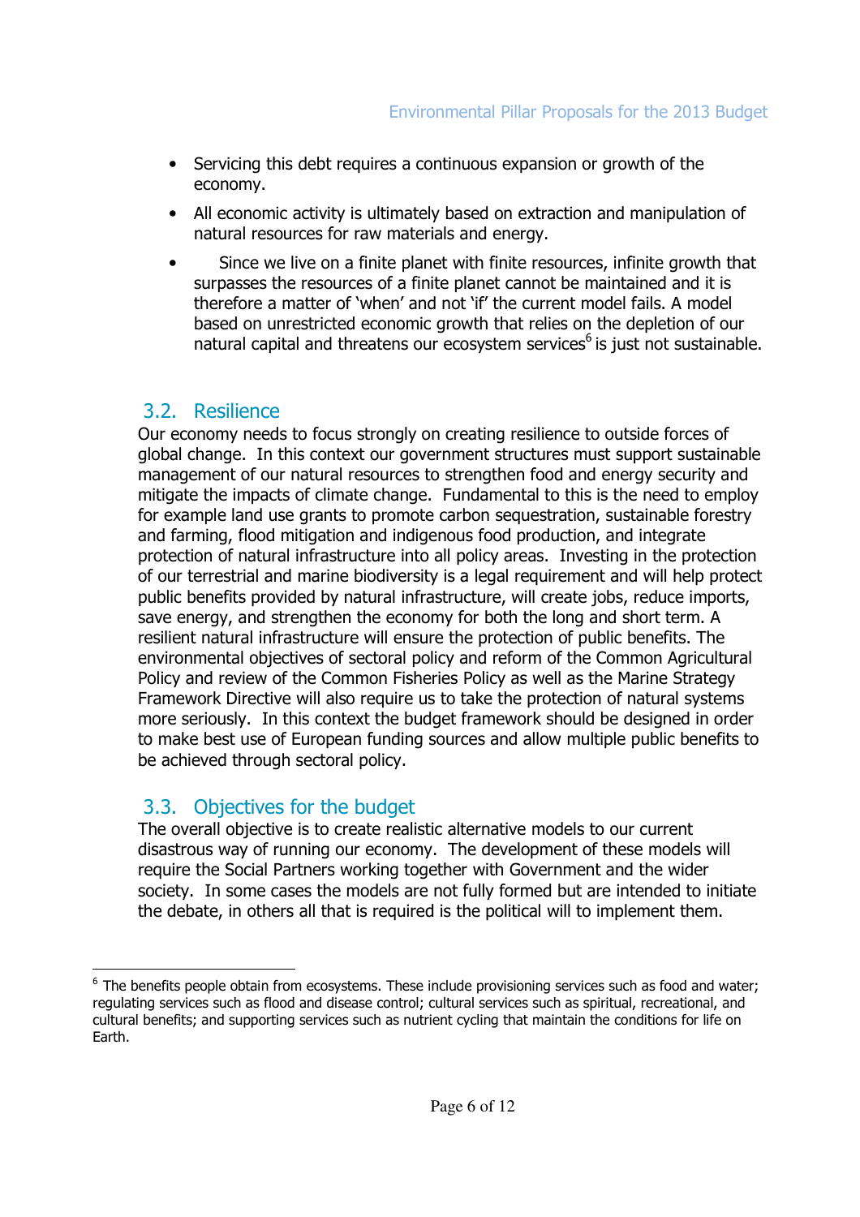- Servicing this debt requires a continuous expansion or growth of the economy.
- All economic activity is ultimately based on extraction and manipulation of natural resources for raw materials and energy.
- Since we live on a finite planet with finite resources, infinite growth that surpasses the resources of a finite planet cannot be maintained and it is therefore a matter of 'when' and not 'if' the current model fails. A model based on unrestricted economic growth that relies on the depletion of our natural capital and threatens our ecosystem services[6] is just not sustainable.

## 3.2. Resilience

Our economy needs to focus strongly on creating resilience to outside forces of global change. In this context our government structures must support sustainable management of our natural resources to strengthen food and energy security and mitigate the impacts of climate change. Fundamental to this is the need to employ for example land use grants to promote carbon sequestration, sustainable forestry and farming, flood mitigation and indigenous food production, and integrate protection of natural infrastructure into all policy areas. Investing in the protection of our terrestrial and marine biodiversity is a legal requirement and will help protect public benefits provided by natural infrastructure, will create jobs, reduce imports, save energy, and strengthen the economy for both the long and short term. A resilient natural infrastructure will ensure the protection of public benefits. The environmental objectives of sectoral policy and reform of the Common Agricultural Policy and review of the Common Fisheries Policy as well as the Marine Strategy Framework Directive will also require us to take the protection of natural systems more seriously. In this context the budget framework should be designed in order to make best use of European funding sources and allow multiple public benefits to be achieved through sectoral policy.

## 3.3. Objectives for the budget

The overall objective is to create realistic alternative models to our current disastrous way of running our economy. The development of these models will require the Social Partners working together with Government and the wider society. In some cases the models are not fully formed but are intended to initiate the debate, in others all that is required is the political will to implement them.

---

[6] The benefits people obtain from ecosystems. These include provisioning services such as food and water; regulating services such as flood and disease control; cultural services such as spiritual, recreational, and cultural benefits; and supporting services such as nutrient cycling that maintain the conditions for life on Earth.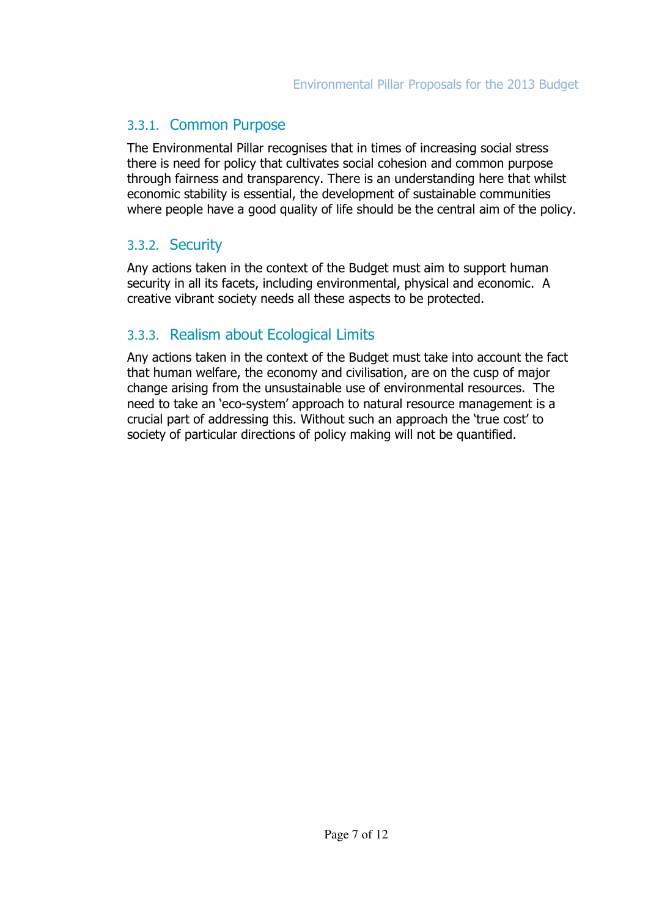### 3.3.1. Common Purpose

The Environmental Pillar recognises that in times of increasing social stress there is need for policy that cultivates social cohesion and common purpose through fairness and transparency. There is an understanding here that whilst economic stability is essential, the development of sustainable communities where people have a good quality of life should be the central aim of the policy.

### 3.3.2. Security

Any actions taken in the context of the Budget must aim to support human security in all its facets, including environmental, physical and economic. A creative vibrant society needs all these aspects to be protected.

### 3.3.3. Realism about Ecological Limits

Any actions taken in the context of the Budget must take into account the fact that human welfare, the economy and civilisation, are on the cusp of major change arising from the unsustainable use of environmental resources. The need to take an 'eco-system' approach to natural resource management is a crucial part of addressing this. Without such an approach the 'true cost' to society of particular directions of policy making will not be quantified.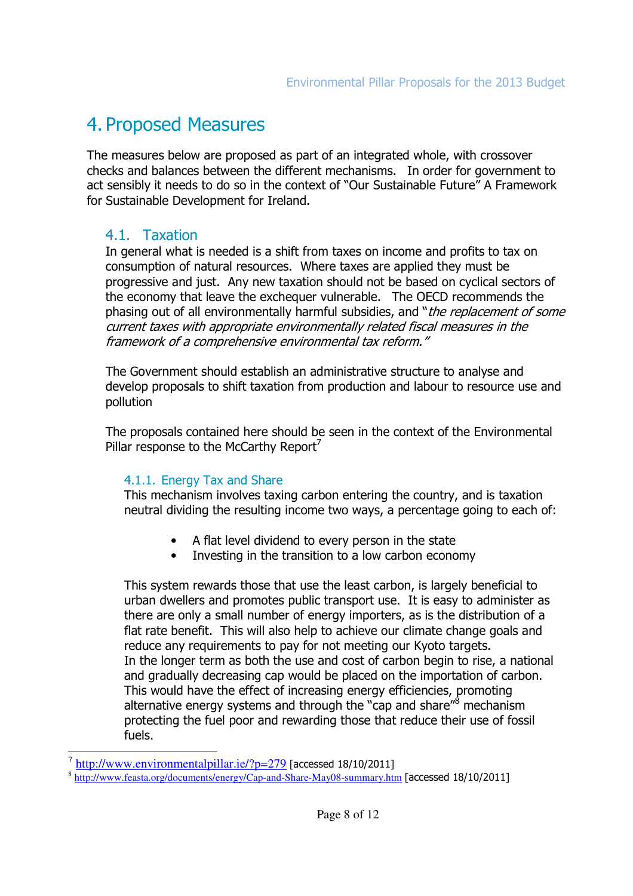# 4. Proposed Measures

The measures below are proposed as part of an integrated whole, with crossover checks and balances between the different mechanisms. In order for government to act sensibly it needs to do so in the context of "Our Sustainable Future" A Framework for Sustainable Development for Ireland.

## 4.1. Taxation

In general what is needed is a shift from taxes on income and profits to tax on consumption of natural resources. Where taxes are applied they must be progressive and just. Any new taxation should not be based on cyclical sectors of the economy that leave the exchequer vulnerable. The OECD recommends the phasing out of all environmentally harmful subsidies, and "*the replacement of some current taxes with appropriate environmentally related fiscal measures in the framework of a comprehensive environmental tax reform.*"

The Government should establish an administrative structure to analyse and develop proposals to shift taxation from production and labour to resource use and pollution

The proposals contained here should be seen in the context of the Environmental Pillar response to the McCarthy Report[7]

### 4.1.1. Energy Tax and Share

This mechanism involves taxing carbon entering the country, and is taxation neutral dividing the resulting income two ways, a percentage going to each of:

- A flat level dividend to every person in the state
- Investing in the transition to a low carbon economy

This system rewards those that use the least carbon, is largely beneficial to urban dwellers and promotes public transport use. It is easy to administer as there are only a small number of energy importers, as is the distribution of a flat rate benefit. This will also help to achieve our climate change goals and reduce any requirements to pay for not meeting our Kyoto targets.
In the longer term as both the use and cost of carbon begin to rise, a national and gradually decreasing cap would be placed on the importation of carbon. This would have the effect of increasing energy efficiencies, promoting alternative energy systems and through the "cap and share"[8] mechanism protecting the fuel poor and rewarding those that reduce their use of fossil fuels.

---

[7] http://www.environmentalpillar.ie/?p=279 [accessed 18/10/2011]

[8] http://www.feasta.org/documents/energy/Cap-and-Share-May08-summary.htm [accessed 18/10/2011]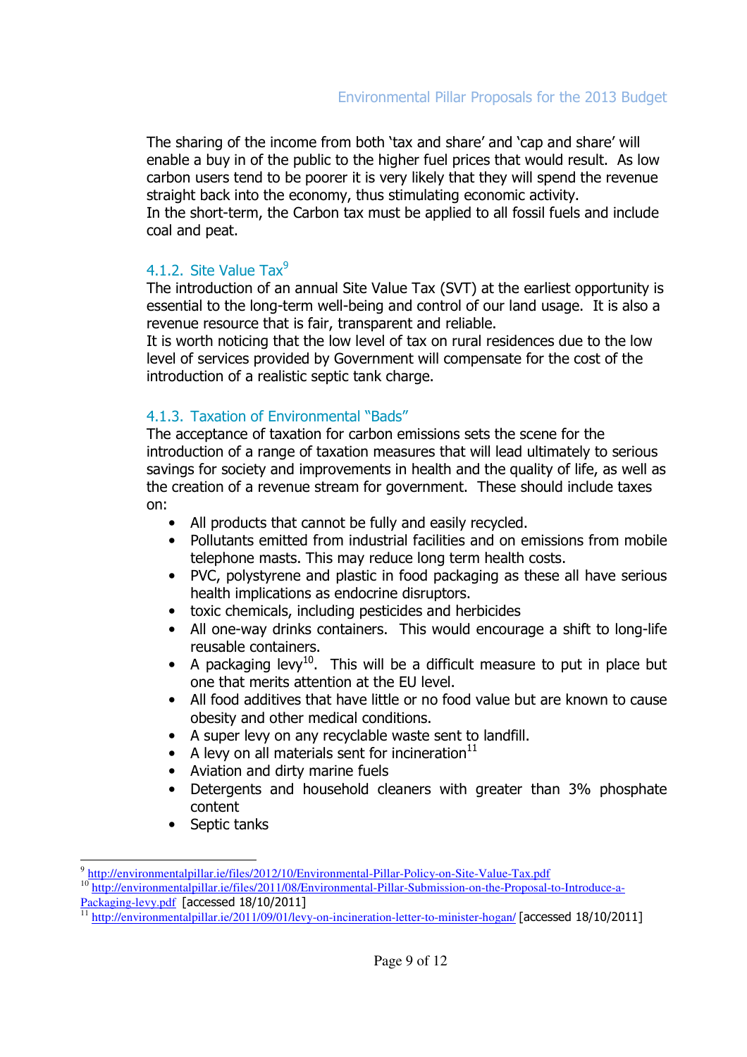The sharing of the income from both 'tax and share' and 'cap and share' will enable a buy in of the public to the higher fuel prices that would result. As low carbon users tend to be poorer it is very likely that they will spend the revenue straight back into the economy, thus stimulating economic activity.
In the short-term, the Carbon tax must be applied to all fossil fuels and include coal and peat.

#### 4.1.2. Site Value Tax[9]

The introduction of an annual Site Value Tax (SVT) at the earliest opportunity is essential to the long-term well-being and control of our land usage. It is also a revenue resource that is fair, transparent and reliable.
It is worth noticing that the low level of tax on rural residences due to the low level of services provided by Government will compensate for the cost of the introduction of a realistic septic tank charge.

#### 4.1.3. Taxation of Environmental "Bads"

The acceptance of taxation for carbon emissions sets the scene for the introduction of a range of taxation measures that will lead ultimately to serious savings for society and improvements in health and the quality of life, as well as the creation of a revenue stream for government. These should include taxes on:

- All products that cannot be fully and easily recycled.
- Pollutants emitted from industrial facilities and on emissions from mobile telephone masts. This may reduce long term health costs.
- PVC, polystyrene and plastic in food packaging as these all have serious health implications as endocrine disruptors.
- toxic chemicals, including pesticides and herbicides
- All one-way drinks containers. This would encourage a shift to long-life reusable containers.
- A packaging levy[10]. This will be a difficult measure to put in place but one that merits attention at the EU level.
- All food additives that have little or no food value but are known to cause obesity and other medical conditions.
- A super levy on any recyclable waste sent to landfill.
- A levy on all materials sent for incineration[11]
- Aviation and dirty marine fuels
- Detergents and household cleaners with greater than 3% phosphate content
- Septic tanks

---

[9] http://environmentalpillar.ie/files/2012/10/Environmental-Pillar-Policy-on-Site-Value-Tax.pdf

[10] http://environmentalpillar.ie/files/2011/08/Environmental-Pillar-Submission-on-the-Proposal-to-Introduce-a-Packaging-levy.pdf [accessed 18/10/2011]

[11] http://environmentalpillar.ie/2011/09/01/levy-on-incineration-letter-to-minister-hogan/ [accessed 18/10/2011]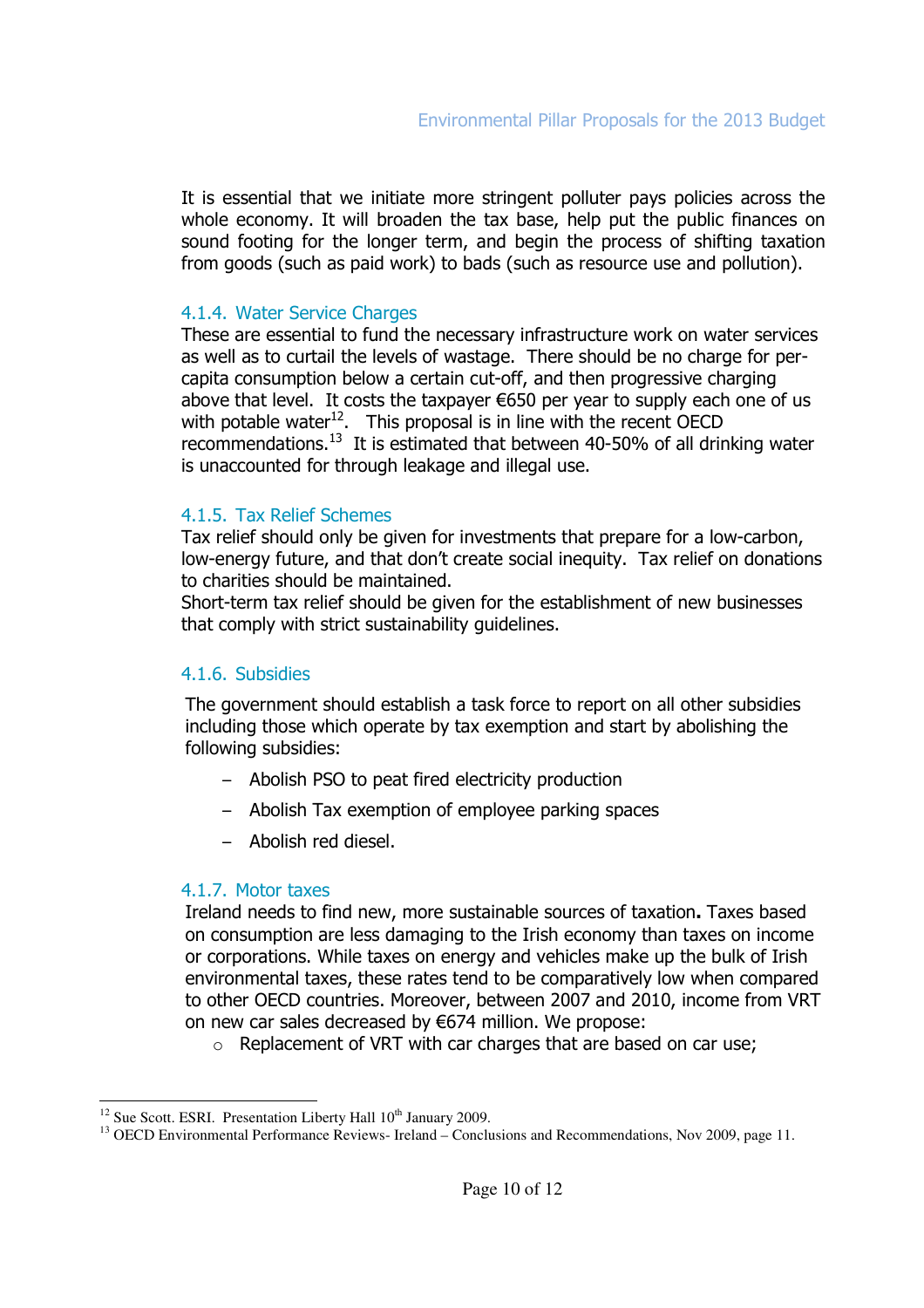It is essential that we initiate more stringent polluter pays policies across the whole economy. It will broaden the tax base, help put the public finances on sound footing for the longer term, and begin the process of shifting taxation from goods (such as paid work) to bads (such as resource use and pollution).

### 4.1.4. Water Service Charges

These are essential to fund the necessary infrastructure work on water services as well as to curtail the levels of wastage. There should be no charge for per-capita consumption below a certain cut-off, and then progressive charging above that level. It costs the taxpayer €650 per year to supply each one of us with potable water[12]. This proposal is in line with the recent OECD recommendations.[13] It is estimated that between 40-50% of all drinking water is unaccounted for through leakage and illegal use.

### 4.1.5. Tax Relief Schemes

Tax relief should only be given for investments that prepare for a low-carbon, low-energy future, and that don't create social inequity. Tax relief on donations to charities should be maintained.

Short-term tax relief should be given for the establishment of new businesses that comply with strict sustainability guidelines.

### 4.1.6. Subsidies

The government should establish a task force to report on all other subsidies including those which operate by tax exemption and start by abolishing the following subsidies:

- Abolish PSO to peat fired electricity production
- Abolish Tax exemption of employee parking spaces
- Abolish red diesel.

### 4.1.7. Motor taxes

Ireland needs to find new, more sustainable sources of taxation**.** Taxes based on consumption are less damaging to the Irish economy than taxes on income or corporations. While taxes on energy and vehicles make up the bulk of Irish environmental taxes, these rates tend to be comparatively low when compared to other OECD countries. Moreover, between 2007 and 2010, income from VRT on new car sales decreased by €674 million. We propose:

- Replacement of VRT with car charges that are based on car use;

---

[12] Sue Scott. ESRI. Presentation Liberty Hall 10th January 2009.

[13] OECD Environmental Performance Reviews- Ireland – Conclusions and Recommendations, Nov 2009, page 11.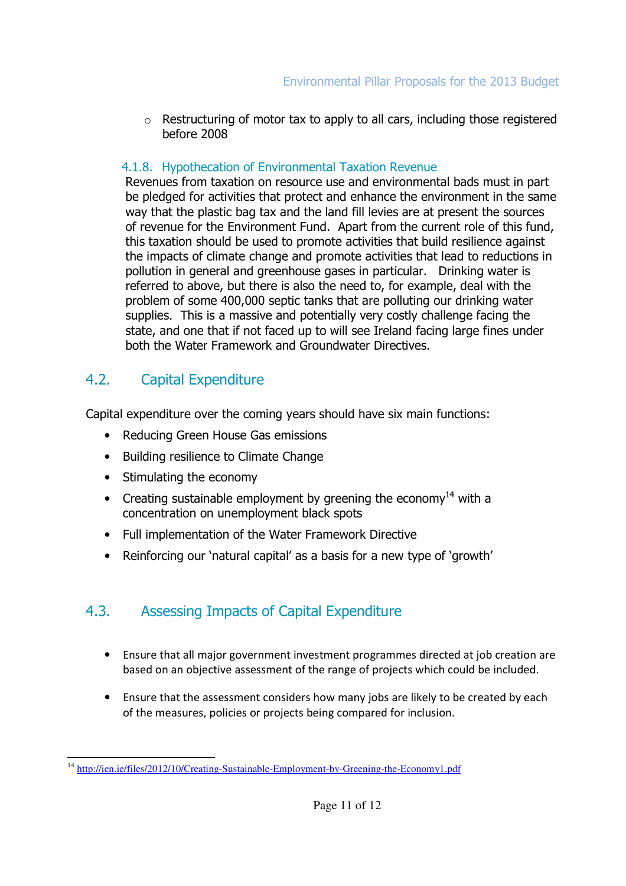- Restructuring of motor tax to apply to all cars, including those registered before 2008

#### 4.1.8. Hypothecation of Environmental Taxation Revenue

Revenues from taxation on resource use and environmental bads must in part be pledged for activities that protect and enhance the environment in the same way that the plastic bag tax and the land fill levies are at present the sources of revenue for the Environment Fund. Apart from the current role of this fund, this taxation should be used to promote activities that build resilience against the impacts of climate change and promote activities that lead to reductions in pollution in general and greenhouse gases in particular. Drinking water is referred to above, but there is also the need to, for example, deal with the problem of some 400,000 septic tanks that are polluting our drinking water supplies. This is a massive and potentially very costly challenge facing the state, and one that if not faced up to will see Ireland facing large fines under both the Water Framework and Groundwater Directives.

## 4.2. Capital Expenditure

Capital expenditure over the coming years should have six main functions:

- Reducing Green House Gas emissions
- Building resilience to Climate Change
- Stimulating the economy
- Creating sustainable employment by greening the economy[14] with a concentration on unemployment black spots
- Full implementation of the Water Framework Directive
- Reinforcing our 'natural capital' as a basis for a new type of 'growth'

## 4.3. Assessing Impacts of Capital Expenditure

- Ensure that all major government investment programmes directed at job creation are based on an objective assessment of the range of projects which could be included.
- Ensure that the assessment considers how many jobs are likely to be created by each of the measures, policies or projects being compared for inclusion.

---

[14] http://ien.ie/files/2012/10/Creating-Sustainable-Employment-by-Greening-the-Economy1.pdf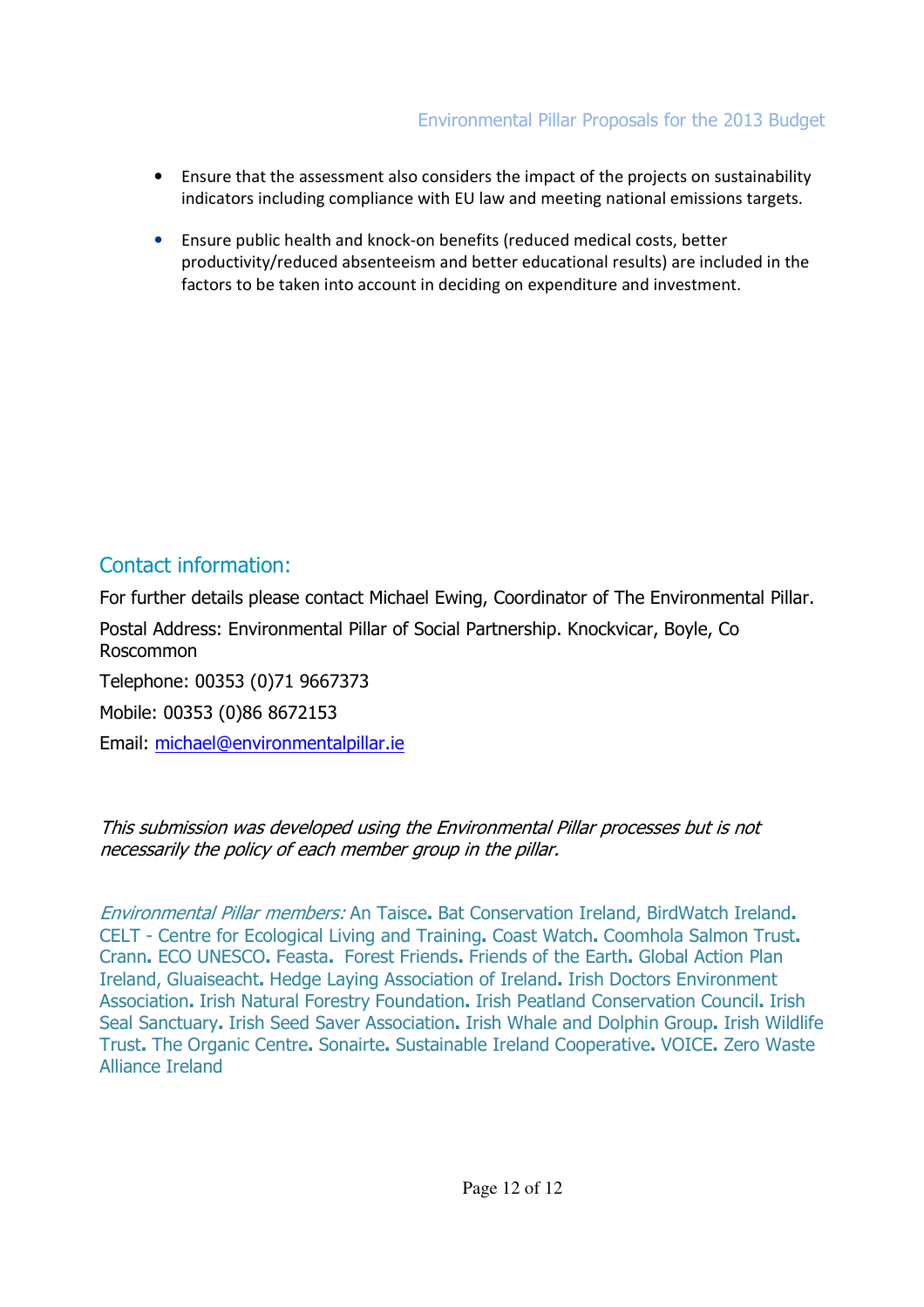- Ensure that the assessment also considers the impact of the projects on sustainability indicators including compliance with EU law and meeting national emissions targets.
- Ensure public health and knock-on benefits (reduced medical costs, better productivity/reduced absenteeism and better educational results) are included in the factors to be taken into account in deciding on expenditure and investment.

## Contact information:

For further details please contact Michael Ewing, Coordinator of The Environmental Pillar.

Postal Address: Environmental Pillar of Social Partnership. Knockvicar, Boyle, Co Roscommon

Telephone: 00353 (0)71 9667373

Mobile: 00353 (0)86 8672153

Email: michael@environmentalpillar.ie

*This submission was developed using the Environmental Pillar processes but is not necessarily the policy of each member group in the pillar.*

*Environmental Pillar members:* An Taisce. Bat Conservation Ireland, BirdWatch Ireland. CELT - Centre for Ecological Living and Training. Coast Watch. Coomhola Salmon Trust. Crann. ECO UNESCO. Feasta. Forest Friends. Friends of the Earth. Global Action Plan Ireland, Gluaiseacht. Hedge Laying Association of Ireland. Irish Doctors Environment Association. Irish Natural Forestry Foundation. Irish Peatland Conservation Council. Irish Seal Sanctuary. Irish Seed Saver Association. Irish Whale and Dolphin Group. Irish Wildlife Trust. The Organic Centre. Sonairte. Sustainable Ireland Cooperative. VOICE. Zero Waste Alliance Ireland